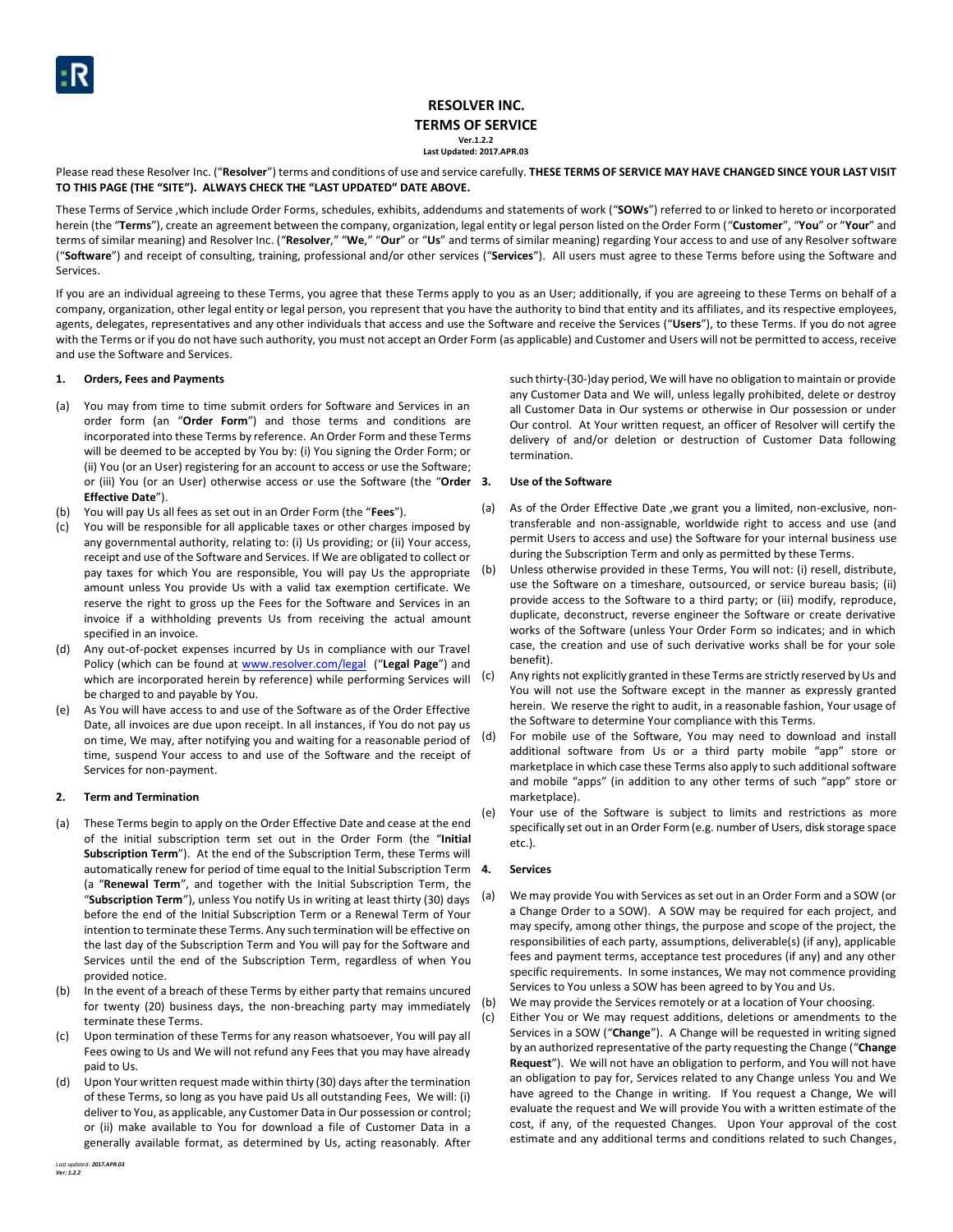# RESOLVER INC.

## TERMS OF SERVICE

**Ver.1.2.2**
**Last Updated: 2017.APR.03**

Please read these Resolver Inc. ("**Resolver**") terms and conditions of use and service carefully. **THESE TERMS OF SERVICE MAY HAVE CHANGED SINCE YOUR LAST VISIT TO THIS PAGE (THE "SITE"). ALWAYS CHECK THE "LAST UPDATED" DATE ABOVE.**

These Terms of Service ,which include Order Forms, schedules, exhibits, addendums and statements of work ("**SOWs**") referred to or linked to hereto or incorporated herein (the "**Terms**"), create an agreement between the company, organization, legal entity or legal person listed on the Order Form ("**Customer**", "**You**" or "**Your**" and terms of similar meaning) and Resolver Inc. ("**Resolver**," "**We**," "**Our**" or "**Us**" and terms of similar meaning) regarding Your access to and use of any Resolver software ("**Software**") and receipt of consulting, training, professional and/or other services ("**Services**"). All users must agree to these Terms before using the Software and Services.

If you are an individual agreeing to these Terms, you agree that these Terms apply to you as an User; additionally, if you are agreeing to these Terms on behalf of a company, organization, other legal entity or legal person, you represent that you have the authority to bind that entity and its affiliates, and its respective employees, agents, delegates, representatives and any other individuals that access and use the Software and receive the Services ("**Users**"), to these Terms. If you do not agree with the Terms or if you do not have such authority, you must not accept an Order Form (as applicable) and Customer and Users will not be permitted to access, receive and use the Software and Services.

### 1. Orders, Fees and Payments

(a) You may from time to time submit orders for Software and Services in an order form (an "**Order Form**") and those terms and conditions are incorporated into these Terms by reference. An Order Form and these Terms will be deemed to be accepted by You by: (i) You signing the Order Form; or (ii) You (or an User) registering for an account to access or use the Software; or (iii) You (or an User) otherwise access or use the Software (the "**Order Effective Date**").

(b) You will pay Us all fees as set out in an Order Form (the "**Fees**").

(c) You will be responsible for all applicable taxes or other charges imposed by any governmental authority, relating to: (i) Us providing; or (ii) Your access, receipt and use of the Software and Services. If We are obligated to collect or pay taxes for which You are responsible, You will pay Us the appropriate amount unless You provide Us with a valid tax exemption certificate. We reserve the right to gross up the Fees for the Software and Services in an invoice if a withholding prevents Us from receiving the actual amount specified in an invoice.

(d) Any out-of-pocket expenses incurred by Us in compliance with our Travel Policy (which can be found at www.resolver.com/legal ("**Legal Page**") and which are incorporated herein by reference) while performing Services will be charged to and payable by You.

(e) As You will have access to and use of the Software as of the Order Effective Date, all invoices are due upon receipt. In all instances, if You do not pay us on time, We may, after notifying you and waiting for a reasonable period of time, suspend Your access to and use of the Software and the receipt of Services for non-payment.

### 2. Term and Termination

(a) These Terms begin to apply on the Order Effective Date and cease at the end of the initial subscription term set out in the Order Form (the "**Initial Subscription Term**"). At the end of the Subscription Term, these Terms will automatically renew for period of time equal to the Initial Subscription Term (a "**Renewal Term**", and together with the Initial Subscription Term, the "**Subscription Term**"), unless You notify Us in writing at least thirty (30) days before the end of the Initial Subscription Term or a Renewal Term of Your intention to terminate these Terms. Any such termination will be effective on the last day of the Subscription Term and You will pay for the Software and Services until the end of the Subscription Term, regardless of when You provided notice.

(b) In the event of a breach of these Terms by either party that remains uncured for twenty (20) business days, the non-breaching party may immediately terminate these Terms.

(c) Upon termination of these Terms for any reason whatsoever, You will pay all Fees owing to Us and We will not refund any Fees that you may have already paid to Us.

(d) Upon Your written request made within thirty (30) days after the termination of these Terms, so long as you have paid Us all outstanding Fees, We will: (i) deliver to You, as applicable, any Customer Data in Our possession or control; or (ii) make available to You for download a file of Customer Data in a generally available format, as determined by Us, acting reasonably. After such thirty-(30-)day period, We will have no obligation to maintain or provide any Customer Data and We will, unless legally prohibited, delete or destroy all Customer Data in Our systems or otherwise in Our possession or under Our control. At Your written request, an officer of Resolver will certify the delivery of and/or deletion or destruction of Customer Data following termination.

### 3. Use of the Software

(a) As of the Order Effective Date ,we grant you a limited, non-exclusive, non-transferable and non-assignable, worldwide right to access and use (and permit Users to access and use) the Software for your internal business use during the Subscription Term and only as permitted by these Terms.

(b) Unless otherwise provided in these Terms, You will not: (i) resell, distribute, use the Software on a timeshare, outsourced, or service bureau basis; (ii) provide access to the Software to a third party; or (iii) modify, reproduce, duplicate, deconstruct, reverse engineer the Software or create derivative works of the Software (unless Your Order Form so indicates; and in which case, the creation and use of such derivative works shall be for your sole benefit).

(c) Any rights not explicitly granted in these Terms are strictly reserved by Us and You will not use the Software except in the manner as expressly granted herein. We reserve the right to audit, in a reasonable fashion, Your usage of the Software to determine Your compliance with this Terms.

(d) For mobile use of the Software, You may need to download and install additional software from Us or a third party mobile "app" store or marketplace in which case these Terms also apply to such additional software and mobile "apps" (in addition to any other terms of such "app" store or marketplace).

(e) Your use of the Software is subject to limits and restrictions as more specifically set out in an Order Form (e.g. number of Users, disk storage space etc.).

### 4. Services

(a) We may provide You with Services as set out in an Order Form and a SOW (or a Change Order to a SOW). A SOW may be required for each project, and may specify, among other things, the purpose and scope of the project, the responsibilities of each party, assumptions, deliverable(s) (if any), applicable fees and payment terms, acceptance test procedures (if any) and any other specific requirements. In some instances, We may not commence providing Services to You unless a SOW has been agreed to by You and Us.

(b) We may provide the Services remotely or at a location of Your choosing.

(c) Either You or We may request additions, deletions or amendments to the Services in a SOW ("**Change**"). A Change will be requested in writing signed by an authorized representative of the party requesting the Change ("**Change Request**"). We will not have an obligation to perform, and You will not have an obligation to pay for, Services related to any Change unless You and We have agreed to the Change in writing. If You request a Change, We will evaluate the request and We will provide You with a written estimate of the cost, if any, of the requested Changes. Upon Your approval of the cost estimate and any additional terms and conditions related to such Changes,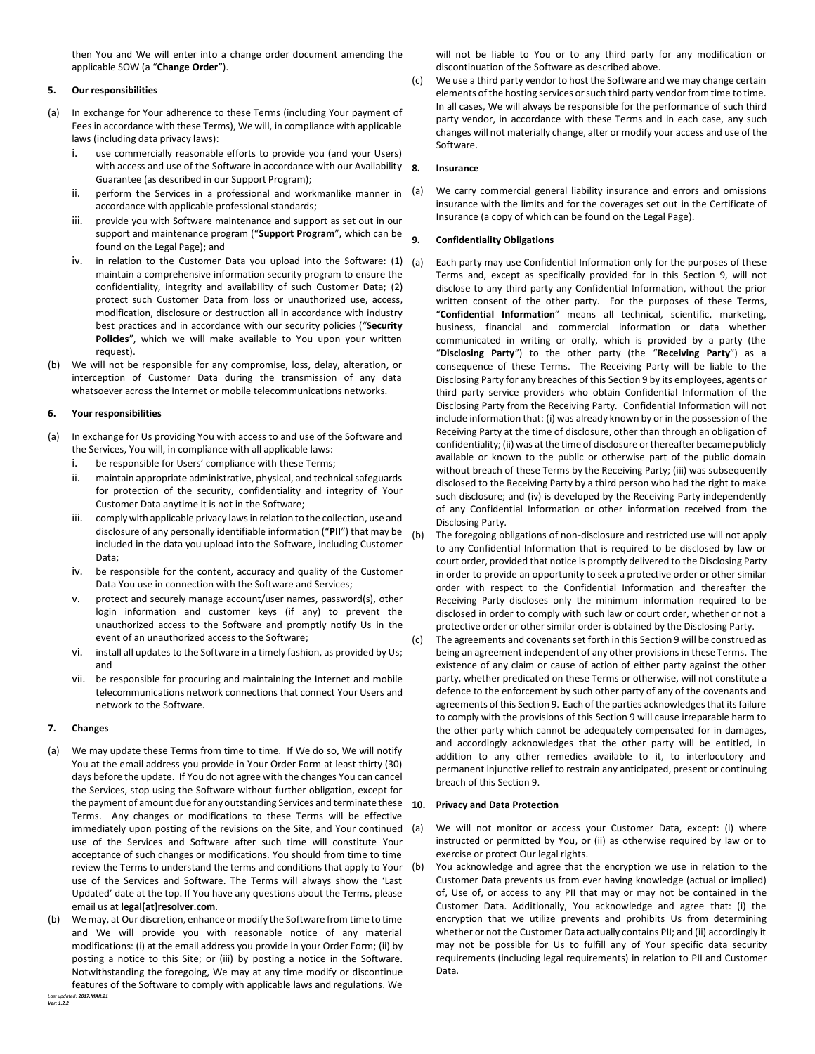then You and We will enter into a change order document amending the applicable SOW (a "**Change Order**").

**5. Our responsibilities**

(a) In exchange for Your adherence to these Terms (including Your payment of Fees in accordance with these Terms), We will, in compliance with applicable laws (including data privacy laws):

i. use commercially reasonable efforts to provide you (and your Users) with access and use of the Software in accordance with our Availability Guarantee (as described in our Support Program);

ii. perform the Services in a professional and workmanlike manner in accordance with applicable professional standards;

iii. provide you with Software maintenance and support as set out in our support and maintenance program ("**Support Program**", which can be found on the Legal Page); and

iv. in relation to the Customer Data you upload into the Software: (1) maintain a comprehensive information security program to ensure the confidentiality, integrity and availability of such Customer Data; (2) protect such Customer Data from loss or unauthorized use, access, modification, disclosure or destruction all in accordance with industry best practices and in accordance with our security policies ("**Security Policies**", which we will make available to You upon your written request).

(b) We will not be responsible for any compromise, loss, delay, alteration, or interception of Customer Data during the transmission of any data whatsoever across the Internet or mobile telecommunications networks.

**6. Your responsibilities**

(a) In exchange for Us providing You with access to and use of the Software and the Services, You will, in compliance with all applicable laws:

i. be responsible for Users' compliance with these Terms;

ii. maintain appropriate administrative, physical, and technical safeguards for protection of the security, confidentiality and integrity of Your Customer Data anytime it is not in the Software;

iii. comply with applicable privacy laws in relation to the collection, use and disclosure of any personally identifiable information ("**PII**") that may be included in the data you upload into the Software, including Customer Data;

iv. be responsible for the content, accuracy and quality of the Customer Data You use in connection with the Software and Services;

v. protect and securely manage account/user names, password(s), other login information and customer keys (if any) to prevent the unauthorized access to the Software and promptly notify Us in the event of an unauthorized access to the Software;

vi. install all updates to the Software in a timely fashion, as provided by Us; and

vii. be responsible for procuring and maintaining the Internet and mobile telecommunications network connections that connect Your Users and network to the Software.

**7. Changes**

(a) We may update these Terms from time to time. If We do so, We will notify You at the email address you provide in Your Order Form at least thirty (30) days before the update. If You do not agree with the changes You can cancel the Services, stop using the Software without further obligation, except for the payment of amount due for any outstanding Services and terminate these Terms. Any changes or modifications to these Terms will be effective immediately upon posting of the revisions on the Site, and Your continued use of the Services and Software after such time will constitute Your acceptance of such changes or modifications. You should from time to time review the Terms to understand the terms and conditions that apply to Your use of the Services and Software. The Terms will always show the 'Last Updated' date at the top. If You have any questions about the Terms, please email us at **legal[at]resolver.com**.

(b) We may, at Our discretion, enhance or modify the Software from time to time and We will provide you with reasonable notice of any material modifications: (i) at the email address you provide in your Order Form; (ii) by posting a notice to this Site; or (iii) by posting a notice in the Software. Notwithstanding the foregoing, We may at any time modify or discontinue features of the Software to comply with applicable laws and regulations. We will not be liable to You or to any third party for any modification or discontinuation of the Software as described above.

(c) We use a third party vendor to host the Software and we may change certain elements of the hosting services or such third party vendor from time to time. In all cases, We will always be responsible for the performance of such third party vendor, in accordance with these Terms and in each case, any such changes will not materially change, alter or modify your access and use of the Software.

**8. Insurance**

(a) We carry commercial general liability insurance and errors and omissions insurance with the limits and for the coverages set out in the Certificate of Insurance (a copy of which can be found on the Legal Page).

**9. Confidentiality Obligations**

(a) Each party may use Confidential Information only for the purposes of these Terms and, except as specifically provided for in this Section 9, will not disclose to any third party any Confidential Information, without the prior written consent of the other party. For the purposes of these Terms, "**Confidential Information**" means all technical, scientific, marketing, business, financial and commercial information or data whether communicated in writing or orally, which is provided by a party (the "**Disclosing Party**") to the other party (the "**Receiving Party**") as a consequence of these Terms. The Receiving Party will be liable to the Disclosing Party for any breaches of this Section 9 by its employees, agents or third party service providers who obtain Confidential Information of the Disclosing Party from the Receiving Party. Confidential Information will not include information that: (i) was already known by or in the possession of the Receiving Party at the time of disclosure, other than through an obligation of confidentiality; (ii) was at the time of disclosure or thereafter became publicly available or known to the public or otherwise part of the public domain without breach of these Terms by the Receiving Party; (iii) was subsequently disclosed to the Receiving Party by a third person who had the right to make such disclosure; and (iv) is developed by the Receiving Party independently of any Confidential Information or other information received from the Disclosing Party.

(b) The foregoing obligations of non-disclosure and restricted use will not apply to any Confidential Information that is required to be disclosed by law or court order, provided that notice is promptly delivered to the Disclosing Party in order to provide an opportunity to seek a protective order or other similar order with respect to the Confidential Information and thereafter the Receiving Party discloses only the minimum information required to be disclosed in order to comply with such law or court order, whether or not a protective order or other similar order is obtained by the Disclosing Party.

(c) The agreements and covenants set forth in this Section 9 will be construed as being an agreement independent of any other provisions in these Terms. The existence of any claim or cause of action of either party against the other party, whether predicated on these Terms or otherwise, will not constitute a defence to the enforcement by such other party of any of the covenants and agreements of this Section 9. Each of the parties acknowledges that its failure to comply with the provisions of this Section 9 will cause irreparable harm to the other party which cannot be adequately compensated for in damages, and accordingly acknowledges that the other party will be entitled, in addition to any other remedies available to it, to interlocutory and permanent injunctive relief to restrain any anticipated, present or continuing breach of this Section 9.

**10. Privacy and Data Protection**

(a) We will not monitor or access your Customer Data, except: (i) where instructed or permitted by You, or (ii) as otherwise required by law or to exercise or protect Our legal rights.

(b) You acknowledge and agree that the encryption we use in relation to the Customer Data prevents us from ever having knowledge (actual or implied) of, Use of, or access to any PII that may or may not be contained in the Customer Data. Additionally, You acknowledge and agree that: (i) the encryption that we utilize prevents and prohibits Us from determining whether or not the Customer Data actually contains PII; and (ii) accordingly it may not be possible for Us to fulfill any of Your specific data security requirements (including legal requirements) in relation to PII and Customer Data.

*Last updated: 2017.MAR.21*
*Ver: 1.2.2*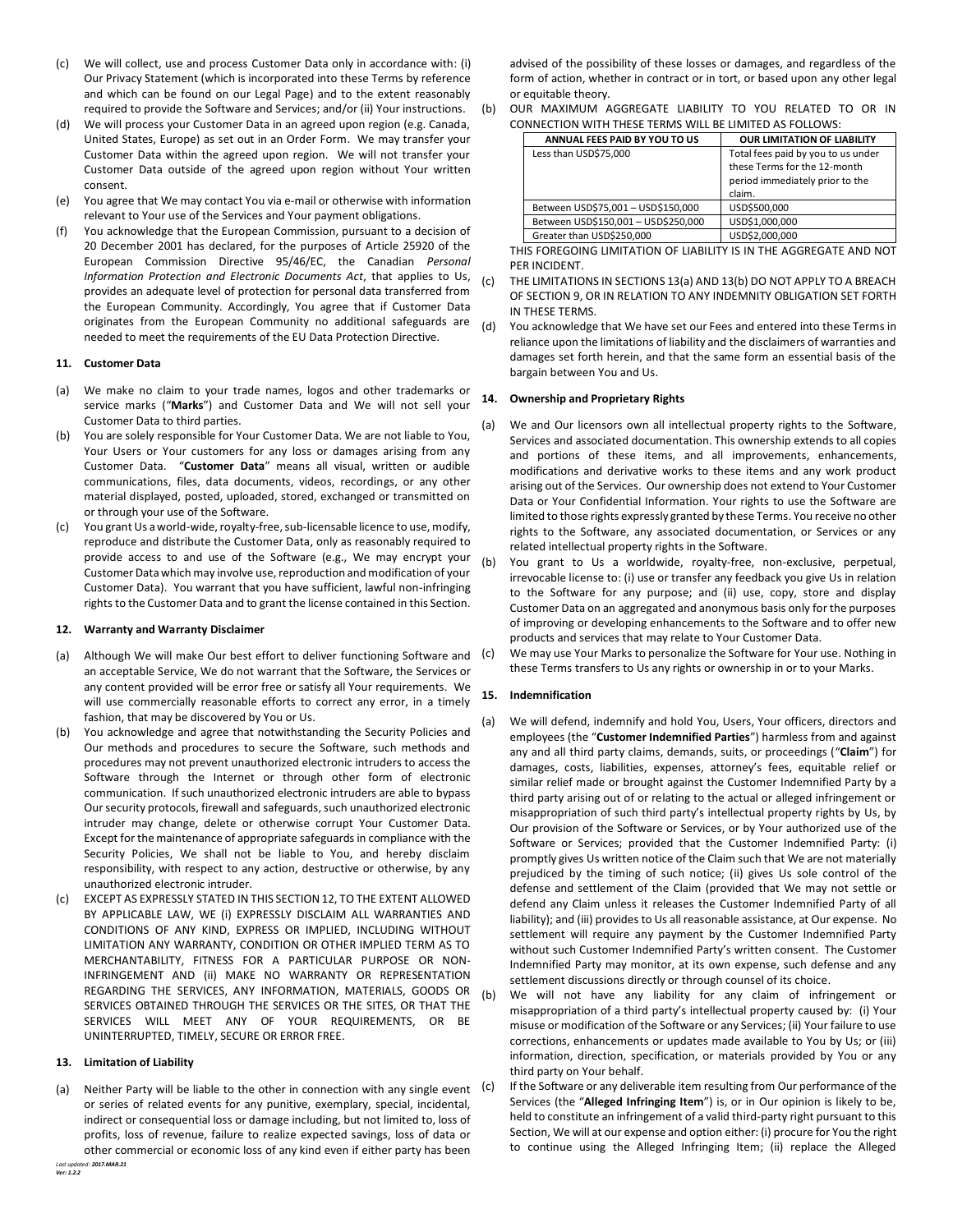(c) We will collect, use and process Customer Data only in accordance with: (i) Our Privacy Statement (which is incorporated into these Terms by reference and which can be found on our Legal Page) and to the extent reasonably required to provide the Software and Services; and/or (ii) Your instructions.

(d) We will process your Customer Data in an agreed upon region (e.g. Canada, United States, Europe) as set out in an Order Form. We may transfer your Customer Data within the agreed upon region. We will not transfer your Customer Data outside of the agreed upon region without Your written consent.

(e) You agree that We may contact You via e-mail or otherwise with information relevant to Your use of the Services and Your payment obligations.

(f) You acknowledge that the European Commission, pursuant to a decision of 20 December 2001 has declared, for the purposes of Article 25920 of the European Commission Directive 95/46/EC, the Canadian *Personal Information Protection and Electronic Documents Act*, that applies to Us, provides an adequate level of protection for personal data transferred from the European Community. Accordingly, You agree that if Customer Data originates from the European Community no additional safeguards are needed to meet the requirements of the EU Data Protection Directive.

### 11. Customer Data

(a) We make no claim to your trade names, logos and other trademarks or service marks ("**Marks**") and Customer Data and We will not sell your Customer Data to third parties.

(b) You are solely responsible for Your Customer Data. We are not liable to You, Your Users or Your customers for any loss or damages arising from any Customer Data. "**Customer Data**" means all visual, written or audible communications, files, data documents, videos, recordings, or any other material displayed, posted, uploaded, stored, exchanged or transmitted on or through your use of the Software.

(c) You grant Us a world-wide, royalty-free, sub-licensable licence to use, modify, reproduce and distribute the Customer Data, only as reasonably required to provide access to and use of the Software (e.g., We may encrypt your Customer Data which may involve use, reproduction and modification of your Customer Data). You warrant that you have sufficient, lawful non-infringing rights to the Customer Data and to grant the license contained in this Section.

### 12. Warranty and Warranty Disclaimer

(a) Although We will make Our best effort to deliver functioning Software and an acceptable Service, We do not warrant that the Software, the Services or any content provided will be error free or satisfy all Your requirements. We will use commercially reasonable efforts to correct any error, in a timely fashion, that may be discovered by You or Us.

(b) You acknowledge and agree that notwithstanding the Security Policies and Our methods and procedures to secure the Software, such methods and procedures may not prevent unauthorized electronic intruders to access the Software through the Internet or through other form of electronic communication. If such unauthorized electronic intruders are able to bypass Our security protocols, firewall and safeguards, such unauthorized electronic intruder may change, delete or otherwise corrupt Your Customer Data. Except for the maintenance of appropriate safeguards in compliance with the Security Policies, We shall not be liable to You, and hereby disclaim responsibility, with respect to any action, destructive or otherwise, by any unauthorized electronic intruder.

(c) EXCEPT AS EXPRESSLY STATED IN THIS SECTION 12, TO THE EXTENT ALLOWED BY APPLICABLE LAW, WE (i) EXPRESSLY DISCLAIM ALL WARRANTIES AND CONDITIONS OF ANY KIND, EXPRESS OR IMPLIED, INCLUDING WITHOUT LIMITATION ANY WARRANTY, CONDITION OR OTHER IMPLIED TERM AS TO MERCHANTABILITY, FITNESS FOR A PARTICULAR PURPOSE OR NON-INFRINGEMENT AND (ii) MAKE NO WARRANTY OR REPRESENTATION REGARDING THE SERVICES, ANY INFORMATION, MATERIALS, GOODS OR SERVICES OBTAINED THROUGH THE SERVICES OR THE SITES, OR THAT THE SERVICES WILL MEET ANY OF YOUR REQUIREMENTS, OR BE UNINTERRUPTED, TIMELY, SECURE OR ERROR FREE.

### 13. Limitation of Liability

(a) Neither Party will be liable to the other in connection with any single event or series of related events for any punitive, exemplary, special, incidental, indirect or consequential loss or damage including, but not limited to, loss of profits, loss of revenue, failure to realize expected savings, loss of data or other commercial or economic loss of any kind even if either party has been advised of the possibility of these losses or damages, and regardless of the form of action, whether in contract or in tort, or based upon any other legal or equitable theory.

(b) OUR MAXIMUM AGGREGATE LIABILITY TO YOU RELATED TO OR IN CONNECTION WITH THESE TERMS WILL BE LIMITED AS FOLLOWS:

| ANNUAL FEES PAID BY YOU TO US | OUR LIMITATION OF LIABILITY |
|---|---|
| Less than USD$75,000 | Total fees paid by you to us under these Terms for the 12-month period immediately prior to the claim. |
| Between USD$75,001 – USD$150,000 | USD$500,000 |
| Between USD$150,001 – USD$250,000 | USD$1,000,000 |
| Greater than USD$250,000 | USD$2,000,000 |

THIS FOREGOING LIMITATION OF LIABILITY IS IN THE AGGREGATE AND NOT PER INCIDENT.

(c) THE LIMITATIONS IN SECTIONS 13(a) AND 13(b) DO NOT APPLY TO A BREACH OF SECTION 9, OR IN RELATION TO ANY INDEMNITY OBLIGATION SET FORTH IN THESE TERMS.

(d) You acknowledge that We have set our Fees and entered into these Terms in reliance upon the limitations of liability and the disclaimers of warranties and damages set forth herein, and that the same form an essential basis of the bargain between You and Us.

### 14. Ownership and Proprietary Rights

(a) We and Our licensors own all intellectual property rights to the Software, Services and associated documentation. This ownership extends to all copies and portions of these items, and all improvements, enhancements, modifications and derivative works to these items and any work product arising out of the Services. Our ownership does not extend to Your Customer Data or Your Confidential Information. Your rights to use the Software are limited to those rights expressly granted by these Terms. You receive no other rights to the Software, any associated documentation, or Services or any related intellectual property rights in the Software.

(b) You grant to Us a worldwide, royalty-free, non-exclusive, perpetual, irrevocable license to: (i) use or transfer any feedback you give Us in relation to the Software for any purpose; and (ii) use, copy, store and display Customer Data on an aggregated and anonymous basis only for the purposes of improving or developing enhancements to the Software and to offer new products and services that may relate to Your Customer Data.

(c) We may use Your Marks to personalize the Software for Your use. Nothing in these Terms transfers to Us any rights or ownership in or to your Marks.

### 15. Indemnification

(a) We will defend, indemnify and hold You, Users, Your officers, directors and employees (the "**Customer Indemnified Parties**") harmless from and against any and all third party claims, demands, suits, or proceedings ("**Claim**") for damages, costs, liabilities, expenses, attorney's fees, equitable relief or similar relief made or brought against the Customer Indemnified Party by a third party arising out of or relating to the actual or alleged infringement or misappropriation of such third party's intellectual property rights by Us, by Our provision of the Software or Services, or by Your authorized use of the Software or Services; provided that the Customer Indemnified Party: (i) promptly gives Us written notice of the Claim such that We are not materially prejudiced by the timing of such notice; (ii) gives Us sole control of the defense and settlement of the Claim (provided that We may not settle or defend any Claim unless it releases the Customer Indemnified Party of all liability); and (iii) provides to Us all reasonable assistance, at Our expense. No settlement will require any payment by the Customer Indemnified Party without such Customer Indemnified Party's written consent. The Customer Indemnified Party may monitor, at its own expense, such defense and any settlement discussions directly or through counsel of its choice.

(b) We will not have any liability for any claim of infringement or misappropriation of a third party's intellectual property caused by: (i) Your misuse or modification of the Software or any Services; (ii) Your failure to use corrections, enhancements or updates made available to You by Us; or (iii) information, direction, specification, or materials provided by You or any third party on Your behalf.

(c) If the Software or any deliverable item resulting from Our performance of the Services (the "**Alleged Infringing Item**") is, or in Our opinion is likely to be, held to constitute an infringement of a valid third-party right pursuant to this Section, We will at our expense and option either: (i) procure for You the right to continue using the Alleged Infringing Item; (ii) replace the Alleged

*Last updated: **2017.MAR.21***
***Ver: 1.2.2***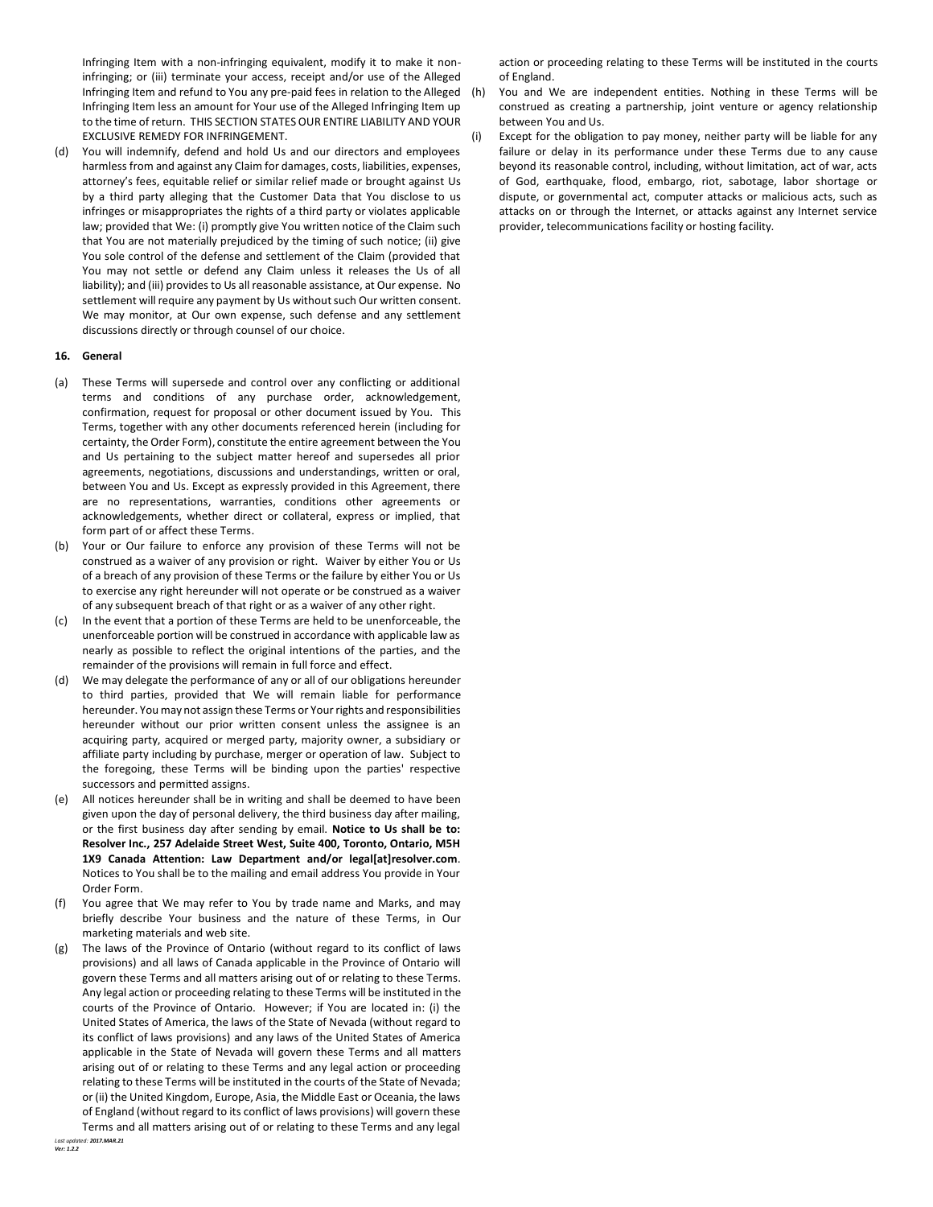Infringing Item with a non-infringing equivalent, modify it to make it non-infringing; or (iii) terminate your access, receipt and/or use of the Alleged Infringing Item and refund to You any pre-paid fees in relation to the Alleged Infringing Item less an amount for Your use of the Alleged Infringing Item up to the time of return. THIS SECTION STATES OUR ENTIRE LIABILITY AND YOUR EXCLUSIVE REMEDY FOR INFRINGEMENT.

(d) You will indemnify, defend and hold Us and our directors and employees harmless from and against any Claim for damages, costs, liabilities, expenses, attorney's fees, equitable relief or similar relief made or brought against Us by a third party alleging that the Customer Data that You disclose to us infringes or misappropriates the rights of a third party or violates applicable law; provided that We: (i) promptly give You written notice of the Claim such that You are not materially prejudiced by the timing of such notice; (ii) give You sole control of the defense and settlement of the Claim (provided that You may not settle or defend any Claim unless it releases the Us of all liability); and (iii) provides to Us all reasonable assistance, at Our expense. No settlement will require any payment by Us without such Our written consent. We may monitor, at Our own expense, such defense and any settlement discussions directly or through counsel of our choice.

**16. General**

(a) These Terms will supersede and control over any conflicting or additional terms and conditions of any purchase order, acknowledgement, confirmation, request for proposal or other document issued by You. This Terms, together with any other documents referenced herein (including for certainty, the Order Form), constitute the entire agreement between the You and Us pertaining to the subject matter hereof and supersedes all prior agreements, negotiations, discussions and understandings, written or oral, between You and Us. Except as expressly provided in this Agreement, there are no representations, warranties, conditions other agreements or acknowledgements, whether direct or collateral, express or implied, that form part of or affect these Terms.

(b) Your or Our failure to enforce any provision of these Terms will not be construed as a waiver of any provision or right. Waiver by either You or Us of a breach of any provision of these Terms or the failure by either You or Us to exercise any right hereunder will not operate or be construed as a waiver of any subsequent breach of that right or as a waiver of any other right.

(c) In the event that a portion of these Terms are held to be unenforceable, the unenforceable portion will be construed in accordance with applicable law as nearly as possible to reflect the original intentions of the parties, and the remainder of the provisions will remain in full force and effect.

(d) We may delegate the performance of any or all of our obligations hereunder to third parties, provided that We will remain liable for performance hereunder. You may not assign these Terms or Your rights and responsibilities hereunder without our prior written consent unless the assignee is an acquiring party, acquired or merged party, majority owner, a subsidiary or affiliate party including by purchase, merger or operation of law. Subject to the foregoing, these Terms will be binding upon the parties' respective successors and permitted assigns.

(e) All notices hereunder shall be in writing and shall be deemed to have been given upon the day of personal delivery, the third business day after mailing, or the first business day after sending by email. **Notice to Us shall be to: Resolver Inc., 257 Adelaide Street West, Suite 400, Toronto, Ontario, M5H 1X9 Canada Attention: Law Department and/or legal[at]resolver.com**. Notices to You shall be to the mailing and email address You provide in Your Order Form.

(f) You agree that We may refer to You by trade name and Marks, and may briefly describe Your business and the nature of these Terms, in Our marketing materials and web site.

(g) The laws of the Province of Ontario (without regard to its conflict of laws provisions) and all laws of Canada applicable in the Province of Ontario will govern these Terms and all matters arising out of or relating to these Terms. Any legal action or proceeding relating to these Terms will be instituted in the courts of the Province of Ontario. However; if You are located in: (i) the United States of America, the laws of the State of Nevada (without regard to its conflict of laws provisions) and any laws of the United States of America applicable in the State of Nevada will govern these Terms and all matters arising out of or relating to these Terms and any legal action or proceeding relating to these Terms will be instituted in the courts of the State of Nevada; or (ii) the United Kingdom, Europe, Asia, the Middle East or Oceania, the laws of England (without regard to its conflict of laws provisions) will govern these Terms and all matters arising out of or relating to these Terms and any legal action or proceeding relating to these Terms will be instituted in the courts of England.

(h) You and We are independent entities. Nothing in these Terms will be construed as creating a partnership, joint venture or agency relationship between You and Us.

(i) Except for the obligation to pay money, neither party will be liable for any failure or delay in its performance under these Terms due to any cause beyond its reasonable control, including, without limitation, act of war, acts of God, earthquake, flood, embargo, riot, sabotage, labor shortage or dispute, or governmental act, computer attacks or malicious acts, such as attacks on or through the Internet, or attacks against any Internet service provider, telecommunications facility or hosting facility.

*Last updated: **2017.MAR.21***
***Ver: 1.2.2***